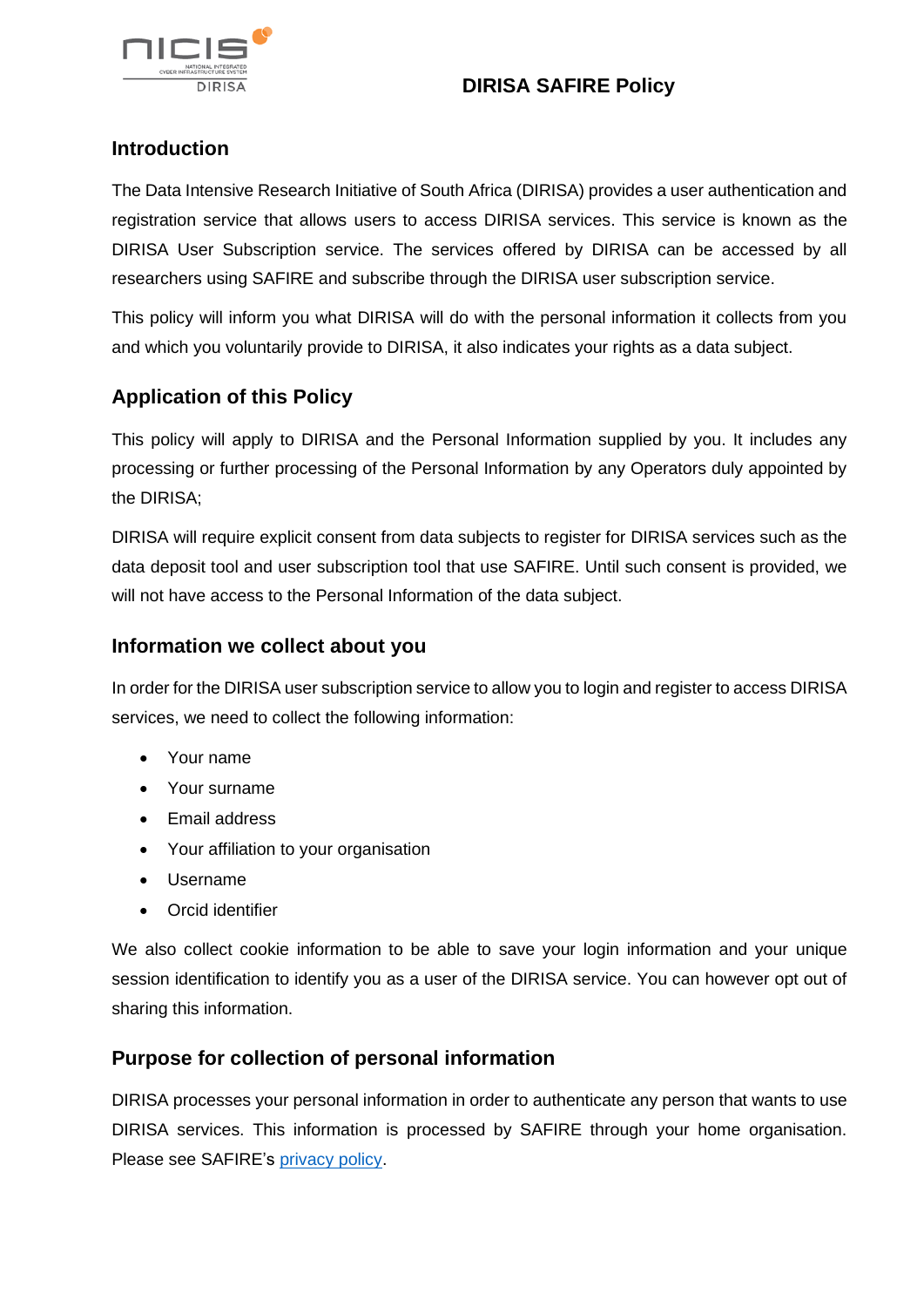# DIRISA SAFIRE Policy

## Introduction

The Data Intensive Research Initiative of South Africa (DIRISA) provides a user authentication and registration service that allows users to access DIRISA services. This service is known as the DIRISA User Subscription service. The services offered by DIRISA can be accessed by all researchers using SAFIRE and subscribe through the DIRISA user subscription service.

This policy will inform you what DIRISA will do with the personal information it collects from you and which you voluntarily provide to DIRISA, it also indicates your rights as a data subject.

## Application of this Policy

This policy will apply to DIRISA and the Personal Information supplied by you. It includes any processing or further processing of the Personal Information by any Operators duly appointed by the DIRISA;

DIRISA will require explicit consent from data subjects to register for DIRISA services such as the data deposit tool and user subscription tool that use SAFIRE. Until such consent is provided, we will not have access to the Personal Information of the data subject.

## Information we collect about you

In order for the DIRISA user subscription service to allow you to login and register to access DIRISA services, we need to collect the following information:

- Your name
- Your surname
- Email address
- Your affiliation to your organisation
- Username
- Orcid identifier

We also collect cookie information to be able to save your login information and your unique session identification to identify you as a user of the DIRISA service. You can however opt out of sharing this information.

## Purpose for collection of personal information

DIRISA processes your personal information in order to authenticate any person that wants to use DIRISA services. This information is processed by SAFIRE through your home organisation. Please see SAFIRE's privacy policy.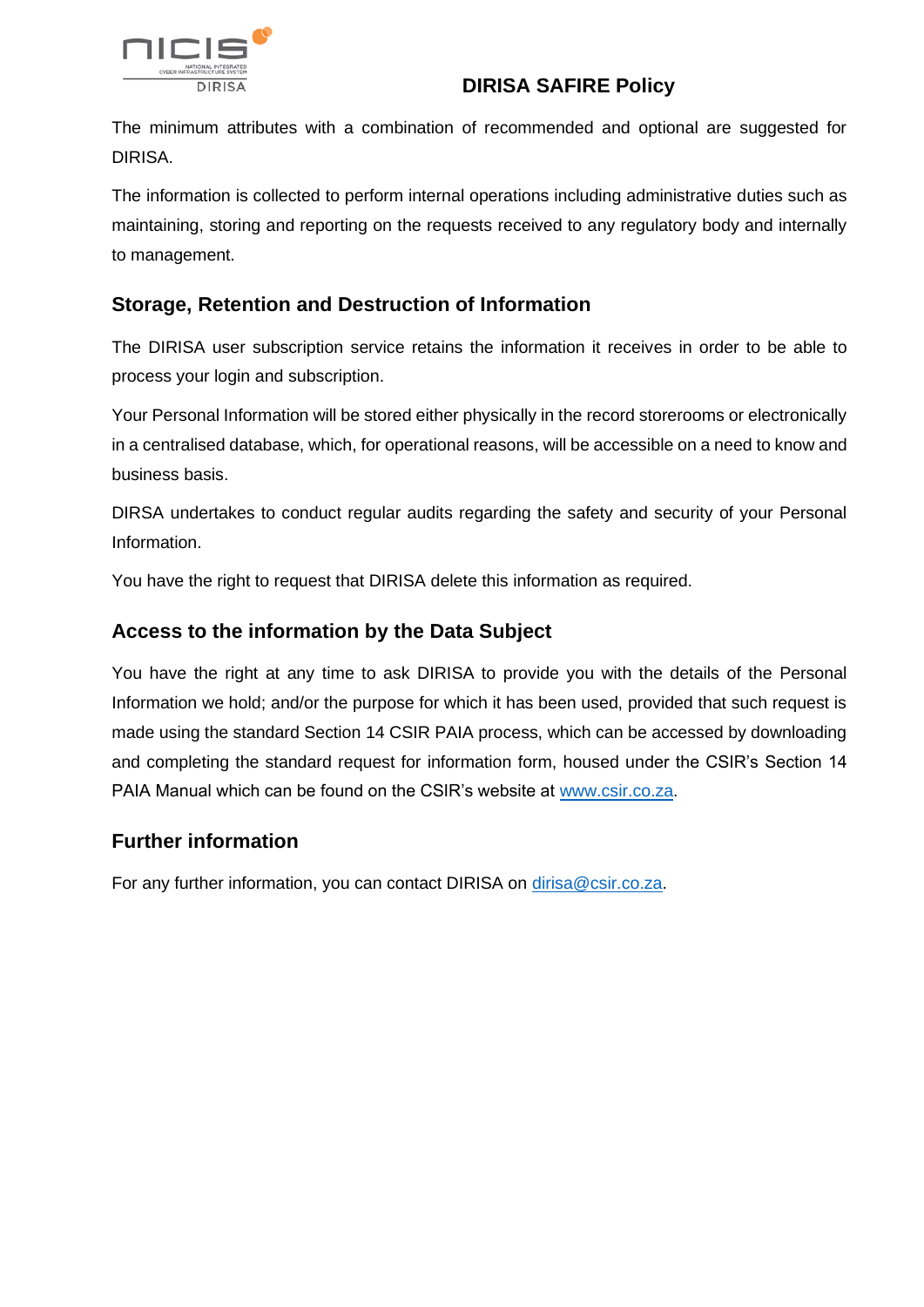The minimum attributes with a combination of recommended and optional are suggested for DIRISA.

The information is collected to perform internal operations including administrative duties such as maintaining, storing and reporting on the requests received to any regulatory body and internally to management.

## Storage, Retention and Destruction of Information

The DIRISA user subscription service retains the information it receives in order to be able to process your login and subscription.

Your Personal Information will be stored either physically in the record storerooms or electronically in a centralised database, which, for operational reasons, will be accessible on a need to know and business basis.

DIRSA undertakes to conduct regular audits regarding the safety and security of your Personal Information.

You have the right to request that DIRISA delete this information as required.

## Access to the information by the Data Subject

You have the right at any time to ask DIRISA to provide you with the details of the Personal Information we hold; and/or the purpose for which it has been used, provided that such request is made using the standard Section 14 CSIR PAIA process, which can be accessed by downloading and completing the standard request for information form, housed under the CSIR's Section 14 PAIA Manual which can be found on the CSIR's website at www.csir.co.za.

## Further information

For any further information, you can contact DIRISA on dirisa@csir.co.za.